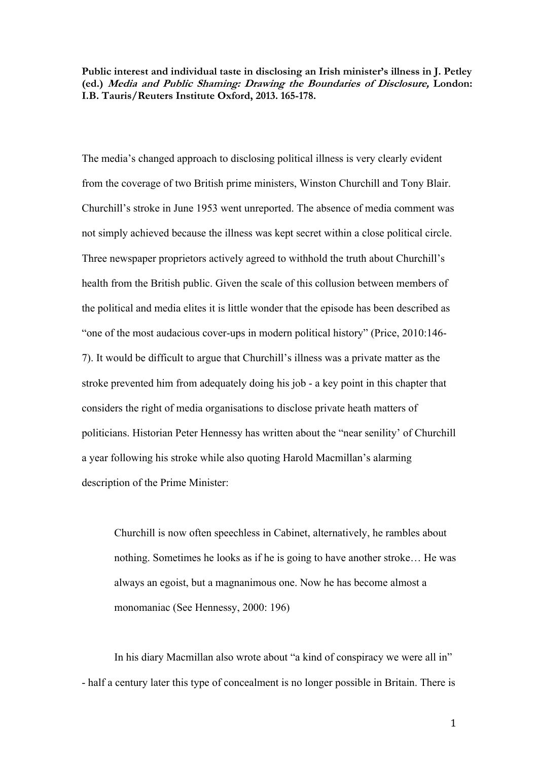**Public interest and individual taste in disclosing an Irish minister's illness in J. Petley (ed.) *Media and Public Shaming: Drawing the Boundaries of Disclosure,* London: I.B. Tauris/Reuters Institute Oxford, 2013. 165-178.**

The media's changed approach to disclosing political illness is very clearly evident from the coverage of two British prime ministers, Winston Churchill and Tony Blair. Churchill's stroke in June 1953 went unreported. The absence of media comment was not simply achieved because the illness was kept secret within a close political circle. Three newspaper proprietors actively agreed to withhold the truth about Churchill's health from the British public. Given the scale of this collusion between members of the political and media elites it is little wonder that the episode has been described as "one of the most audacious cover-ups in modern political history" (Price, 2010:146-7). It would be difficult to argue that Churchill's illness was a private matter as the stroke prevented him from adequately doing his job - a key point in this chapter that considers the right of media organisations to disclose private heath matters of politicians. Historian Peter Hennessy has written about the "near senility' of Churchill a year following his stroke while also quoting Harold Macmillan's alarming description of the Prime Minister:

> Churchill is now often speechless in Cabinet, alternatively, he rambles about nothing. Sometimes he looks as if he is going to have another stroke… He was always an egoist, but a magnanimous one. Now he has become almost a monomaniac (See Hennessy, 2000: 196)

In his diary Macmillan also wrote about "a kind of conspiracy we were all in" - half a century later this type of concealment is no longer possible in Britain. There is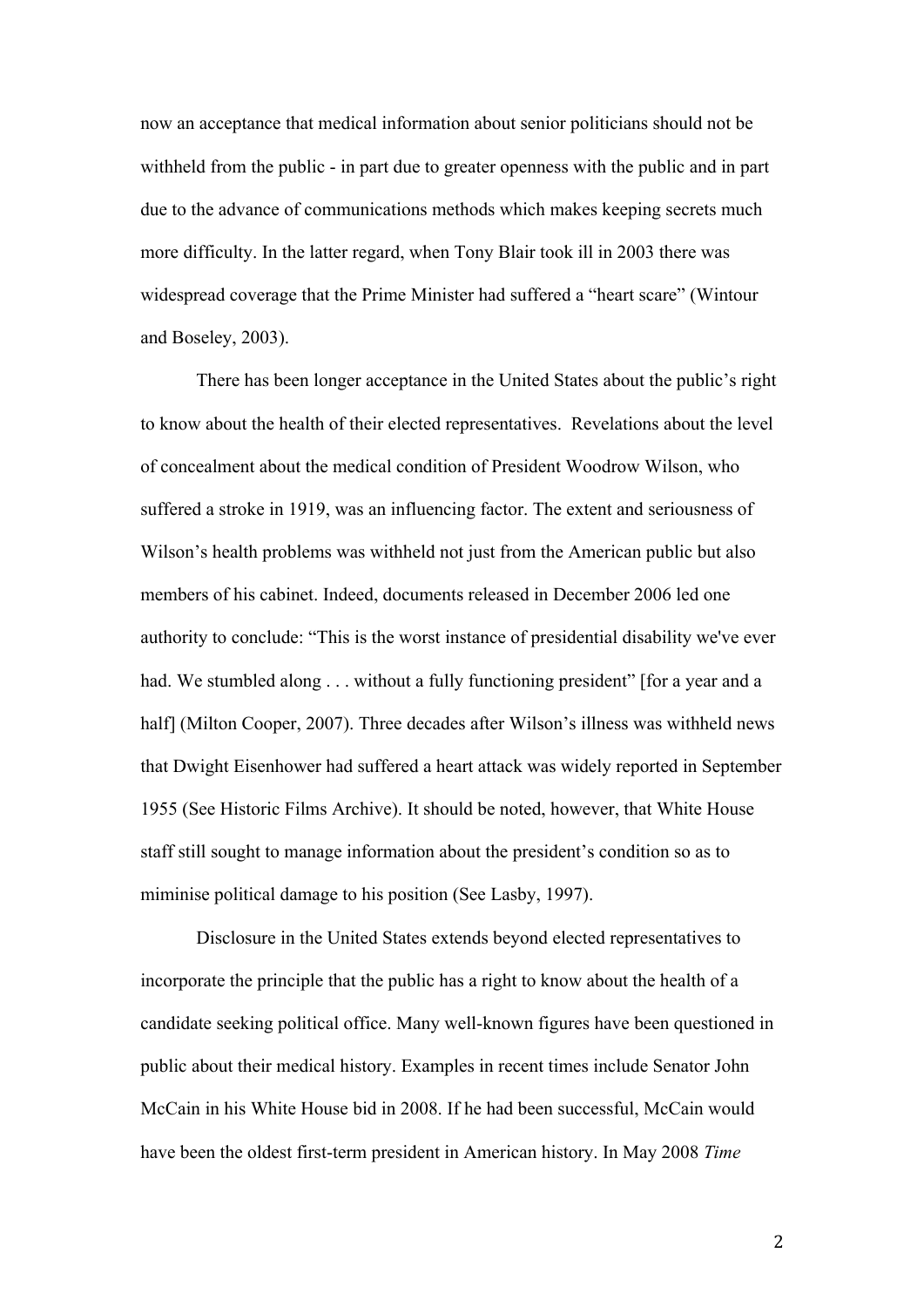now an acceptance that medical information about senior politicians should not be withheld from the public - in part due to greater openness with the public and in part due to the advance of communications methods which makes keeping secrets much more difficulty. In the latter regard, when Tony Blair took ill in 2003 there was widespread coverage that the Prime Minister had suffered a "heart scare" (Wintour and Boseley, 2003).

There has been longer acceptance in the United States about the public's right to know about the health of their elected representatives. Revelations about the level of concealment about the medical condition of President Woodrow Wilson, who suffered a stroke in 1919, was an influencing factor. The extent and seriousness of Wilson's health problems was withheld not just from the American public but also members of his cabinet. Indeed, documents released in December 2006 led one authority to conclude: "This is the worst instance of presidential disability we've ever had. We stumbled along . . . without a fully functioning president" [for a year and a half] (Milton Cooper, 2007). Three decades after Wilson's illness was withheld news that Dwight Eisenhower had suffered a heart attack was widely reported in September 1955 (See Historic Films Archive). It should be noted, however, that White House staff still sought to manage information about the president's condition so as to miminise political damage to his position (See Lasby, 1997).

Disclosure in the United States extends beyond elected representatives to incorporate the principle that the public has a right to know about the health of a candidate seeking political office. Many well-known figures have been questioned in public about their medical history. Examples in recent times include Senator John McCain in his White House bid in 2008. If he had been successful, McCain would have been the oldest first-term president in American history. In May 2008 *Time*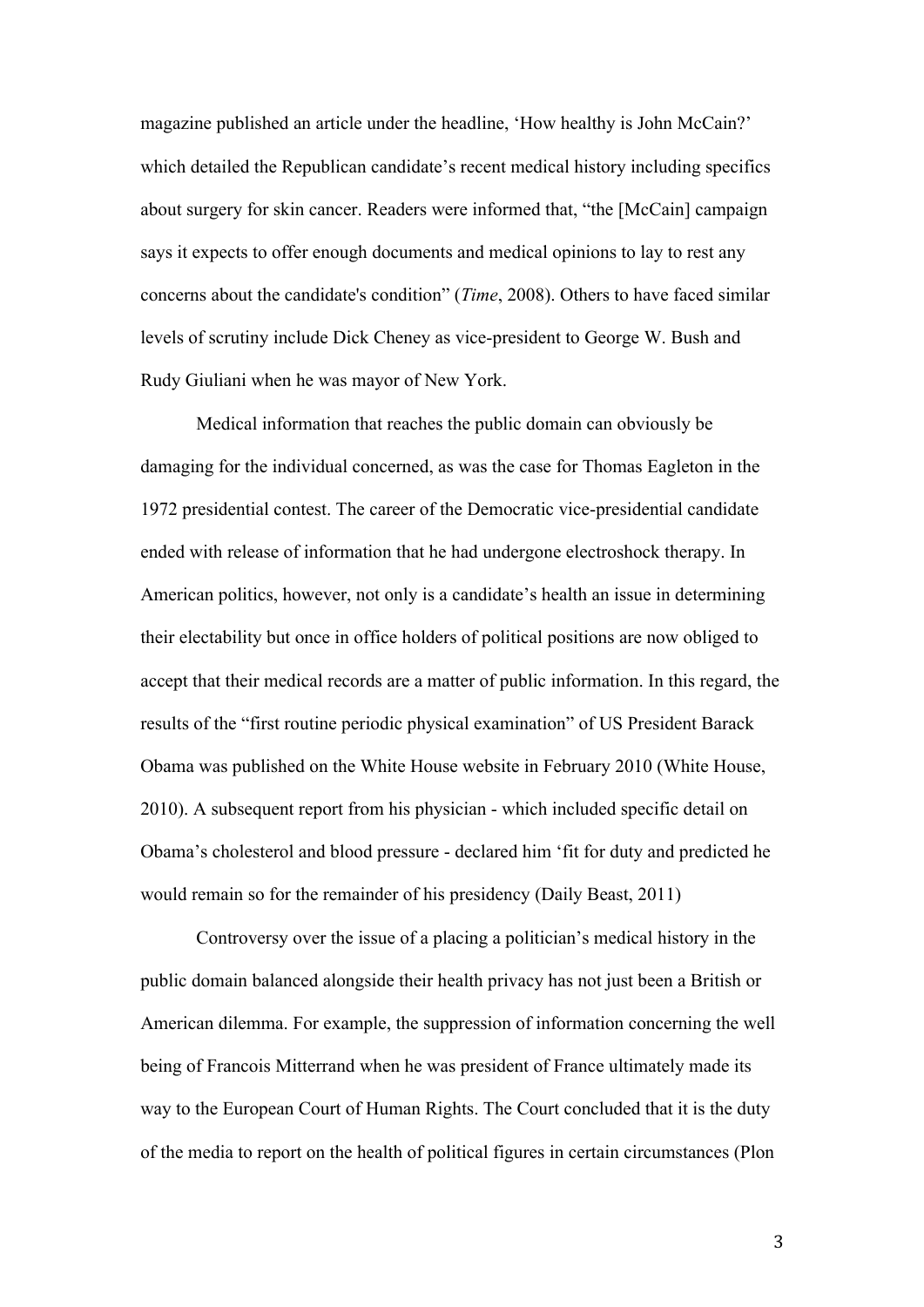magazine published an article under the headline, 'How healthy is John McCain?' which detailed the Republican candidate's recent medical history including specifics about surgery for skin cancer. Readers were informed that, "the [McCain] campaign says it expects to offer enough documents and medical opinions to lay to rest any concerns about the candidate's condition" (*Time*, 2008). Others to have faced similar levels of scrutiny include Dick Cheney as vice-president to George W. Bush and Rudy Giuliani when he was mayor of New York.

Medical information that reaches the public domain can obviously be damaging for the individual concerned, as was the case for Thomas Eagleton in the 1972 presidential contest. The career of the Democratic vice-presidential candidate ended with release of information that he had undergone electroshock therapy. In American politics, however, not only is a candidate's health an issue in determining their electability but once in office holders of political positions are now obliged to accept that their medical records are a matter of public information. In this regard, the results of the "first routine periodic physical examination" of US President Barack Obama was published on the White House website in February 2010 (White House, 2010). A subsequent report from his physician - which included specific detail on Obama's cholesterol and blood pressure - declared him 'fit for duty and predicted he would remain so for the remainder of his presidency (Daily Beast, 2011)

Controversy over the issue of a placing a politician's medical history in the public domain balanced alongside their health privacy has not just been a British or American dilemma. For example, the suppression of information concerning the well being of Francois Mitterrand when he was president of France ultimately made its way to the European Court of Human Rights. The Court concluded that it is the duty of the media to report on the health of political figures in certain circumstances (Plon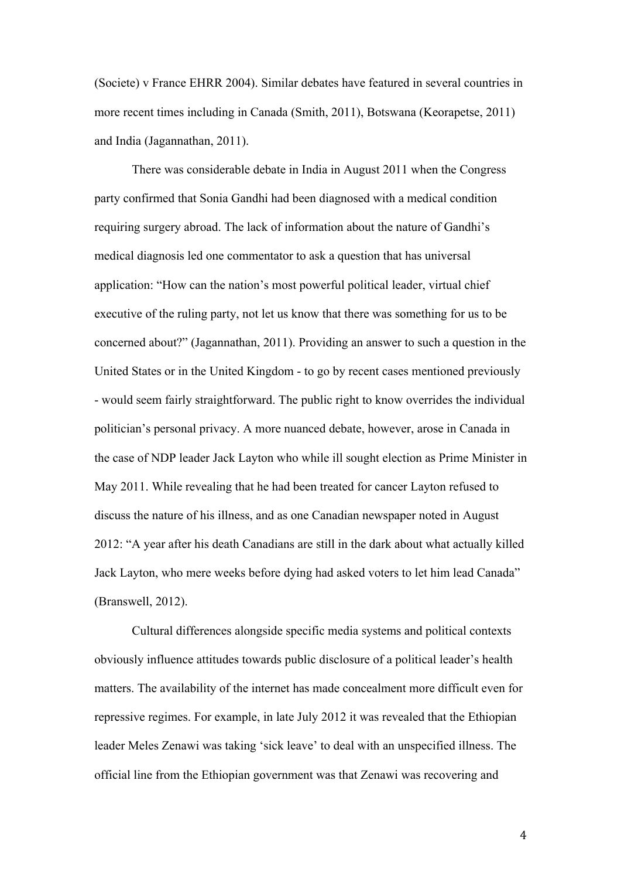(Societe) v France EHRR 2004). Similar debates have featured in several countries in more recent times including in Canada (Smith, 2011), Botswana (Keorapetse, 2011) and India (Jagannathan, 2011).

There was considerable debate in India in August 2011 when the Congress party confirmed that Sonia Gandhi had been diagnosed with a medical condition requiring surgery abroad. The lack of information about the nature of Gandhi's medical diagnosis led one commentator to ask a question that has universal application: "How can the nation's most powerful political leader, virtual chief executive of the ruling party, not let us know that there was something for us to be concerned about?" (Jagannathan, 2011). Providing an answer to such a question in the United States or in the United Kingdom - to go by recent cases mentioned previously - would seem fairly straightforward. The public right to know overrides the individual politician's personal privacy. A more nuanced debate, however, arose in Canada in the case of NDP leader Jack Layton who while ill sought election as Prime Minister in May 2011. While revealing that he had been treated for cancer Layton refused to discuss the nature of his illness, and as one Canadian newspaper noted in August 2012: "A year after his death Canadians are still in the dark about what actually killed Jack Layton, who mere weeks before dying had asked voters to let him lead Canada" (Branswell, 2012).

Cultural differences alongside specific media systems and political contexts obviously influence attitudes towards public disclosure of a political leader's health matters. The availability of the internet has made concealment more difficult even for repressive regimes. For example, in late July 2012 it was revealed that the Ethiopian leader Meles Zenawi was taking 'sick leave' to deal with an unspecified illness. The official line from the Ethiopian government was that Zenawi was recovering and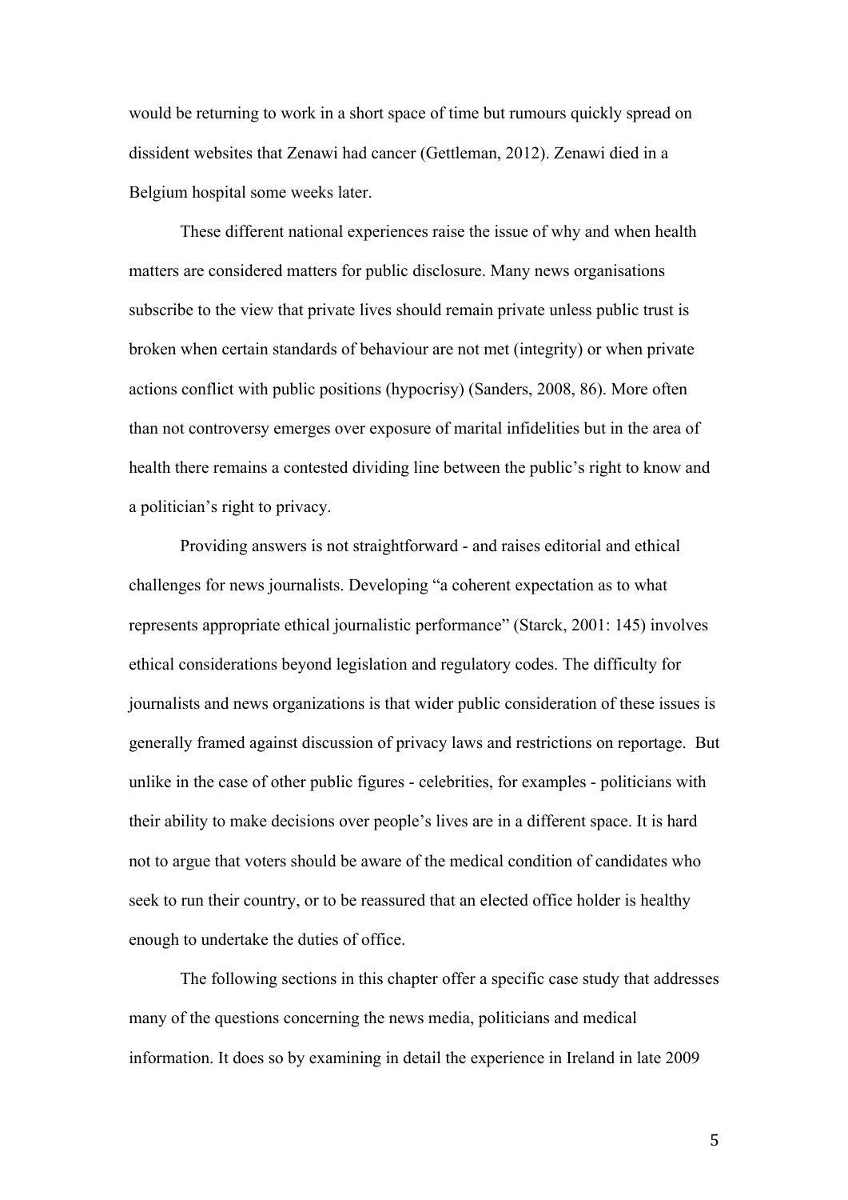would be returning to work in a short space of time but rumours quickly spread on dissident websites that Zenawi had cancer (Gettleman, 2012). Zenawi died in a Belgium hospital some weeks later.

These different national experiences raise the issue of why and when health matters are considered matters for public disclosure. Many news organisations subscribe to the view that private lives should remain private unless public trust is broken when certain standards of behaviour are not met (integrity) or when private actions conflict with public positions (hypocrisy) (Sanders, 2008, 86). More often than not controversy emerges over exposure of marital infidelities but in the area of health there remains a contested dividing line between the public's right to know and a politician's right to privacy.

Providing answers is not straightforward - and raises editorial and ethical challenges for news journalists. Developing "a coherent expectation as to what represents appropriate ethical journalistic performance" (Starck, 2001: 145) involves ethical considerations beyond legislation and regulatory codes. The difficulty for journalists and news organizations is that wider public consideration of these issues is generally framed against discussion of privacy laws and restrictions on reportage. But unlike in the case of other public figures - celebrities, for examples - politicians with their ability to make decisions over people's lives are in a different space. It is hard not to argue that voters should be aware of the medical condition of candidates who seek to run their country, or to be reassured that an elected office holder is healthy enough to undertake the duties of office.

The following sections in this chapter offer a specific case study that addresses many of the questions concerning the news media, politicians and medical information. It does so by examining in detail the experience in Ireland in late 2009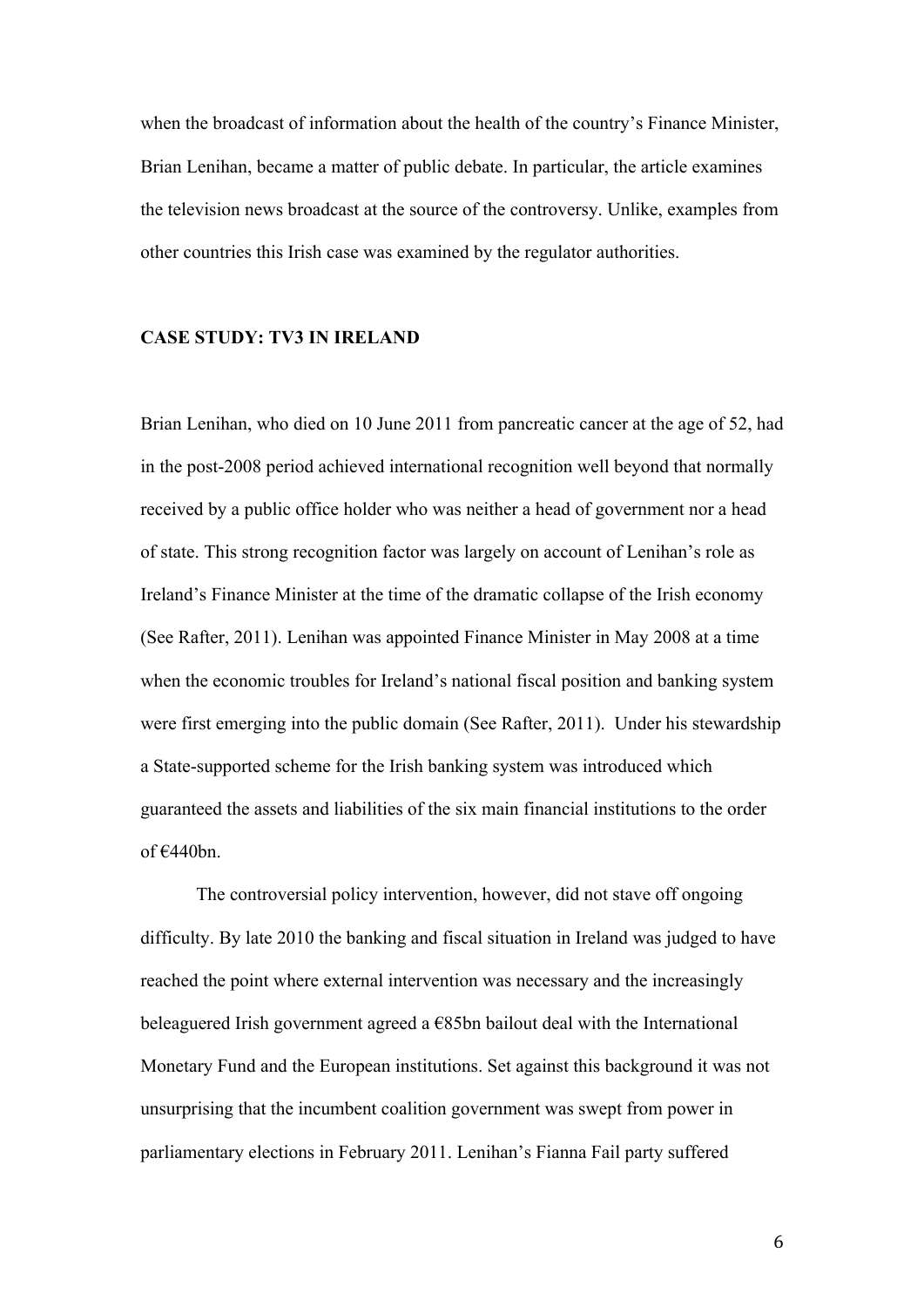when the broadcast of information about the health of the country's Finance Minister, Brian Lenihan, became a matter of public debate. In particular, the article examines the television news broadcast at the source of the controversy. Unlike, examples from other countries this Irish case was examined by the regulator authorities.

## CASE STUDY: TV3 IN IRELAND

Brian Lenihan, who died on 10 June 2011 from pancreatic cancer at the age of 52, had in the post-2008 period achieved international recognition well beyond that normally received by a public office holder who was neither a head of government nor a head of state. This strong recognition factor was largely on account of Lenihan's role as Ireland's Finance Minister at the time of the dramatic collapse of the Irish economy (See Rafter, 2011). Lenihan was appointed Finance Minister in May 2008 at a time when the economic troubles for Ireland's national fiscal position and banking system were first emerging into the public domain (See Rafter, 2011). Under his stewardship a State-supported scheme for the Irish banking system was introduced which guaranteed the assets and liabilities of the six main financial institutions to the order of €440bn.

The controversial policy intervention, however, did not stave off ongoing difficulty. By late 2010 the banking and fiscal situation in Ireland was judged to have reached the point where external intervention was necessary and the increasingly beleaguered Irish government agreed a €85bn bailout deal with the International Monetary Fund and the European institutions. Set against this background it was not unsurprising that the incumbent coalition government was swept from power in parliamentary elections in February 2011. Lenihan's Fianna Fail party suffered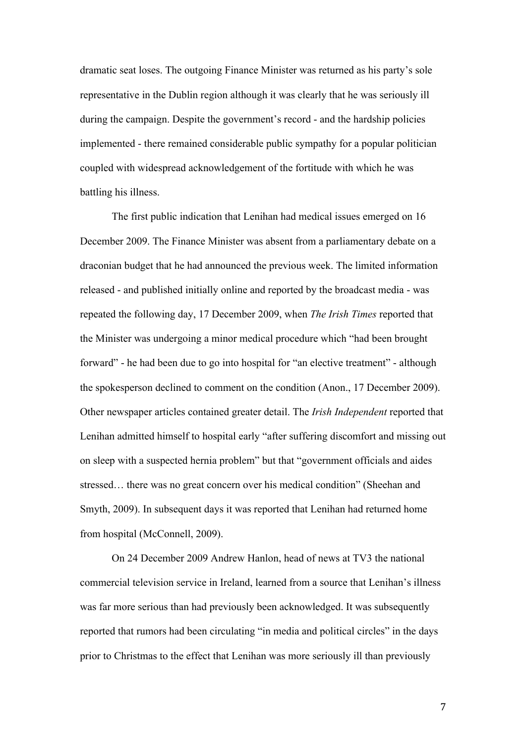dramatic seat loses. The outgoing Finance Minister was returned as his party's sole representative in the Dublin region although it was clearly that he was seriously ill during the campaign. Despite the government's record - and the hardship policies implemented - there remained considerable public sympathy for a popular politician coupled with widespread acknowledgement of the fortitude with which he was battling his illness.

The first public indication that Lenihan had medical issues emerged on 16 December 2009. The Finance Minister was absent from a parliamentary debate on a draconian budget that he had announced the previous week. The limited information released - and published initially online and reported by the broadcast media - was repeated the following day, 17 December 2009, when *The Irish Times* reported that the Minister was undergoing a minor medical procedure which "had been brought forward" - he had been due to go into hospital for "an elective treatment" - although the spokesperson declined to comment on the condition (Anon., 17 December 2009). Other newspaper articles contained greater detail. The *Irish Independent* reported that Lenihan admitted himself to hospital early "after suffering discomfort and missing out on sleep with a suspected hernia problem" but that "government officials and aides stressed… there was no great concern over his medical condition" (Sheehan and Smyth, 2009). In subsequent days it was reported that Lenihan had returned home from hospital (McConnell, 2009).

On 24 December 2009 Andrew Hanlon, head of news at TV3 the national commercial television service in Ireland, learned from a source that Lenihan's illness was far more serious than had previously been acknowledged. It was subsequently reported that rumors had been circulating "in media and political circles" in the days prior to Christmas to the effect that Lenihan was more seriously ill than previously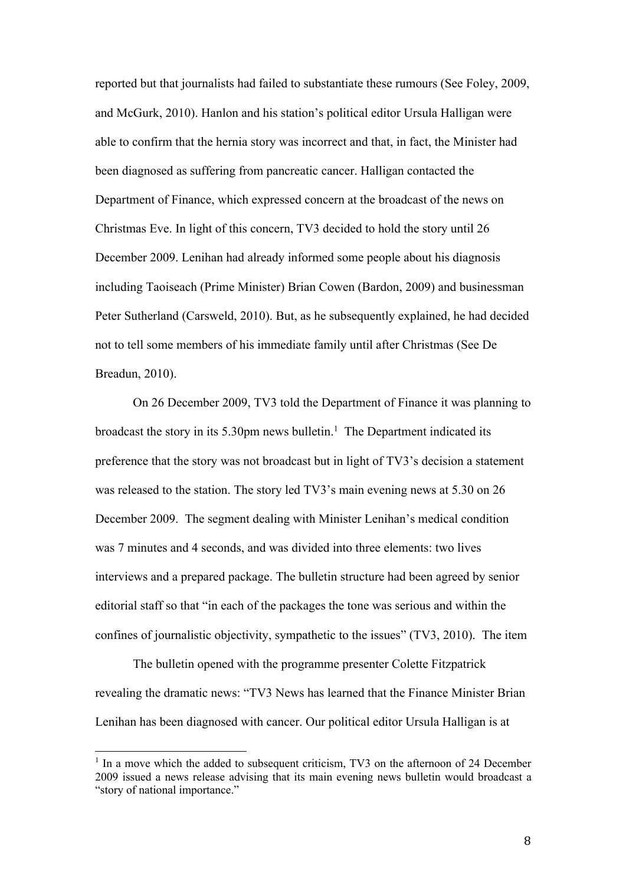reported but that journalists had failed to substantiate these rumours (See Foley, 2009, and McGurk, 2010). Hanlon and his station's political editor Ursula Halligan were able to confirm that the hernia story was incorrect and that, in fact, the Minister had been diagnosed as suffering from pancreatic cancer. Halligan contacted the Department of Finance, which expressed concern at the broadcast of the news on Christmas Eve. In light of this concern, TV3 decided to hold the story until 26 December 2009. Lenihan had already informed some people about his diagnosis including Taoiseach (Prime Minister) Brian Cowen (Bardon, 2009) and businessman Peter Sutherland (Carsweld, 2010). But, as he subsequently explained, he had decided not to tell some members of his immediate family until after Christmas (See De Breadun, 2010).

On 26 December 2009, TV3 told the Department of Finance it was planning to broadcast the story in its 5.30pm news bulletin.[1] The Department indicated its preference that the story was not broadcast but in light of TV3's decision a statement was released to the station. The story led TV3's main evening news at 5.30 on 26 December 2009. The segment dealing with Minister Lenihan's medical condition was 7 minutes and 4 seconds, and was divided into three elements: two lives interviews and a prepared package. The bulletin structure had been agreed by senior editorial staff so that "in each of the packages the tone was serious and within the confines of journalistic objectivity, sympathetic to the issues" (TV3, 2010). The item

The bulletin opened with the programme presenter Colette Fitzpatrick revealing the dramatic news: "TV3 News has learned that the Finance Minister Brian Lenihan has been diagnosed with cancer. Our political editor Ursula Halligan is at

[1] In a move which the added to subsequent criticism, TV3 on the afternoon of 24 December 2009 issued a news release advising that its main evening news bulletin would broadcast a "story of national importance."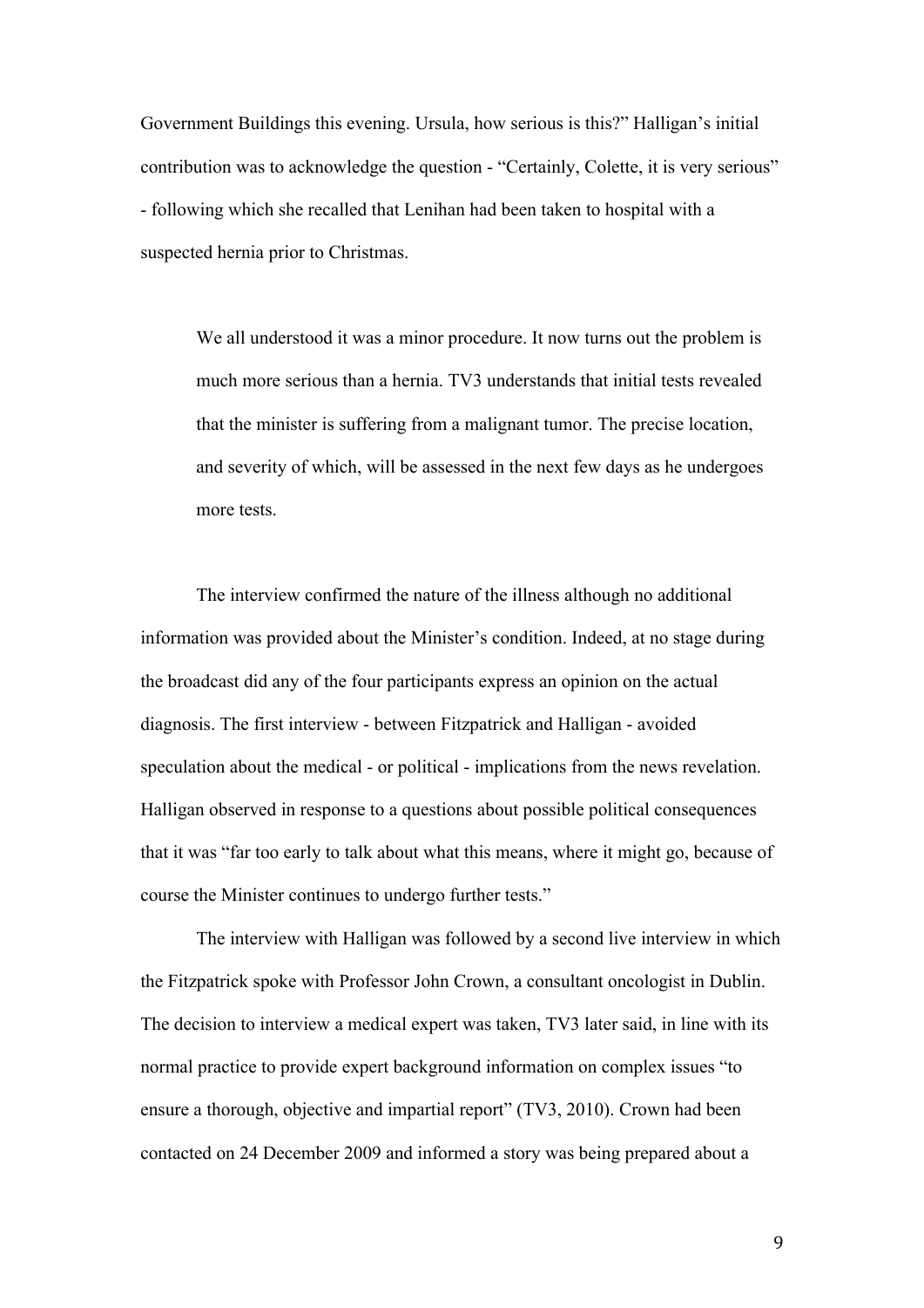Government Buildings this evening. Ursula, how serious is this?" Halligan's initial contribution was to acknowledge the question - "Certainly, Colette, it is very serious" - following which she recalled that Lenihan had been taken to hospital with a suspected hernia prior to Christmas.

> We all understood it was a minor procedure. It now turns out the problem is much more serious than a hernia. TV3 understands that initial tests revealed that the minister is suffering from a malignant tumor. The precise location, and severity of which, will be assessed in the next few days as he undergoes more tests.

The interview confirmed the nature of the illness although no additional information was provided about the Minister's condition. Indeed, at no stage during the broadcast did any of the four participants express an opinion on the actual diagnosis. The first interview - between Fitzpatrick and Halligan - avoided speculation about the medical - or political - implications from the news revelation. Halligan observed in response to a questions about possible political consequences that it was "far too early to talk about what this means, where it might go, because of course the Minister continues to undergo further tests."

The interview with Halligan was followed by a second live interview in which the Fitzpatrick spoke with Professor John Crown, a consultant oncologist in Dublin. The decision to interview a medical expert was taken, TV3 later said, in line with its normal practice to provide expert background information on complex issues "to ensure a thorough, objective and impartial report" (TV3, 2010). Crown had been contacted on 24 December 2009 and informed a story was being prepared about a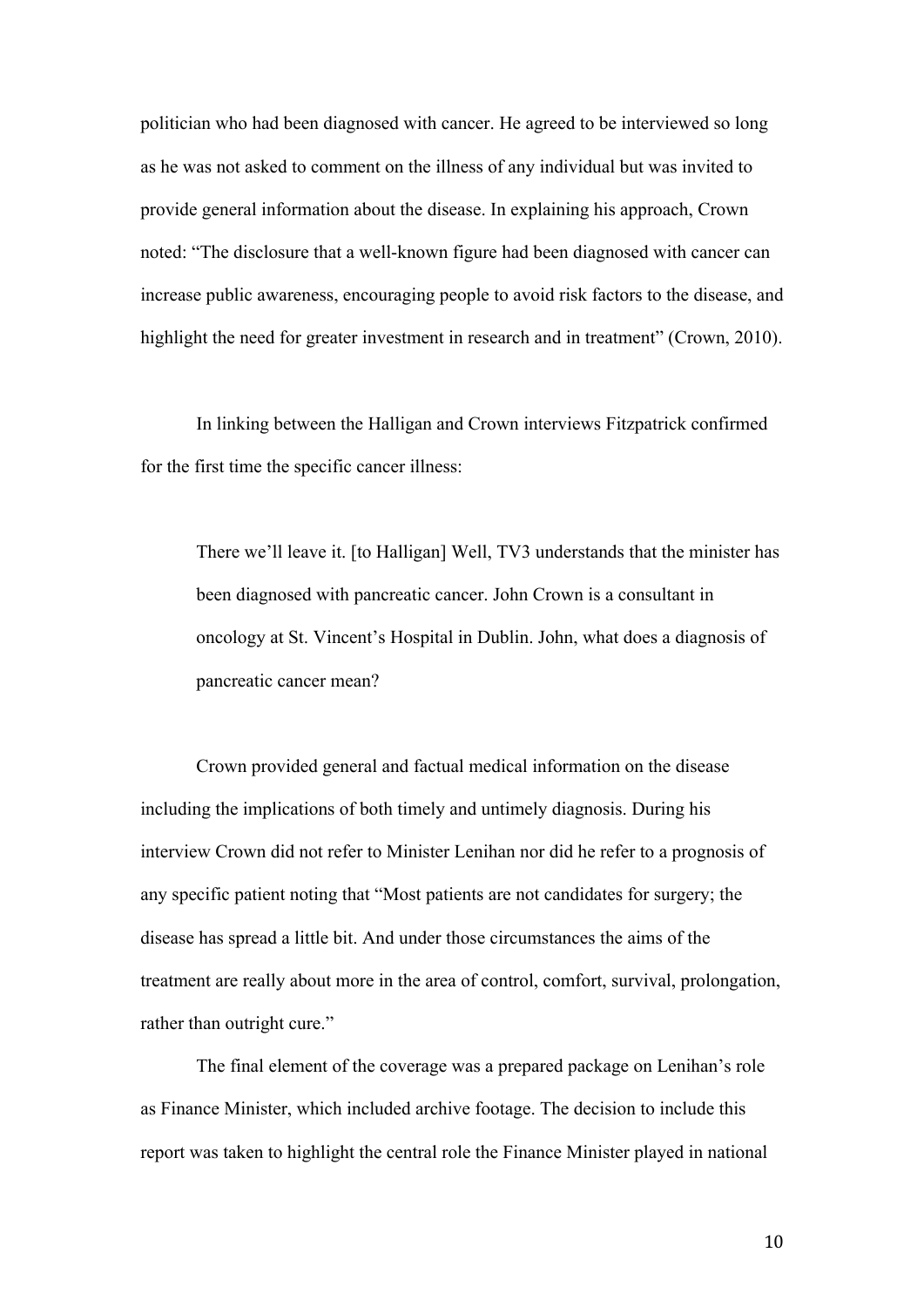politician who had been diagnosed with cancer. He agreed to be interviewed so long as he was not asked to comment on the illness of any individual but was invited to provide general information about the disease. In explaining his approach, Crown noted: "The disclosure that a well-known figure had been diagnosed with cancer can increase public awareness, encouraging people to avoid risk factors to the disease, and highlight the need for greater investment in research and in treatment" (Crown, 2010).

In linking between the Halligan and Crown interviews Fitzpatrick confirmed for the first time the specific cancer illness:

> There we'll leave it. [to Halligan] Well, TV3 understands that the minister has been diagnosed with pancreatic cancer. John Crown is a consultant in oncology at St. Vincent's Hospital in Dublin. John, what does a diagnosis of pancreatic cancer mean?

Crown provided general and factual medical information on the disease including the implications of both timely and untimely diagnosis. During his interview Crown did not refer to Minister Lenihan nor did he refer to a prognosis of any specific patient noting that "Most patients are not candidates for surgery; the disease has spread a little bit. And under those circumstances the aims of the treatment are really about more in the area of control, comfort, survival, prolongation, rather than outright cure."

The final element of the coverage was a prepared package on Lenihan's role as Finance Minister, which included archive footage. The decision to include this report was taken to highlight the central role the Finance Minister played in national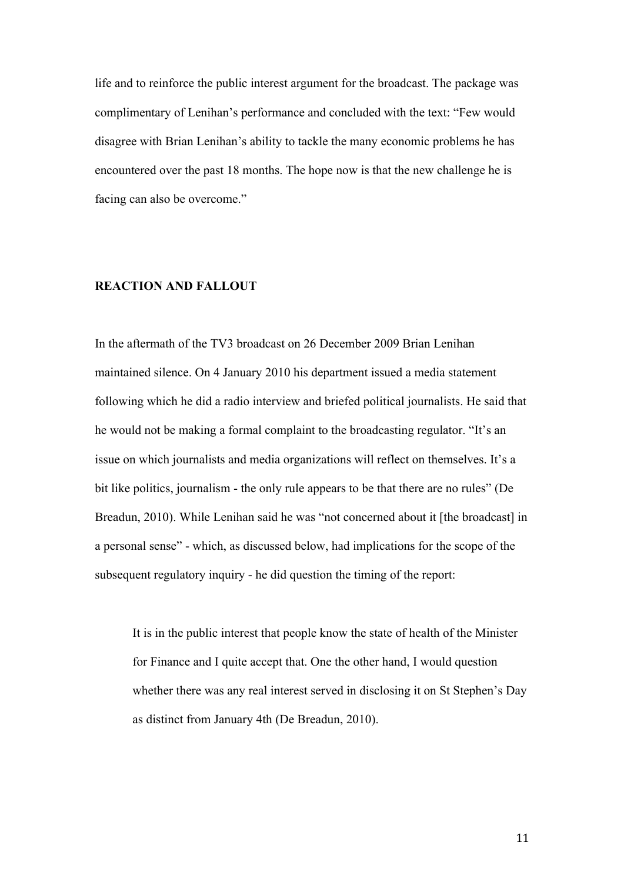life and to reinforce the public interest argument for the broadcast. The package was complimentary of Lenihan's performance and concluded with the text: "Few would disagree with Brian Lenihan's ability to tackle the many economic problems he has encountered over the past 18 months. The hope now is that the new challenge he is facing can also be overcome."

## REACTION AND FALLOUT

In the aftermath of the TV3 broadcast on 26 December 2009 Brian Lenihan maintained silence. On 4 January 2010 his department issued a media statement following which he did a radio interview and briefed political journalists. He said that he would not be making a formal complaint to the broadcasting regulator. "It's an issue on which journalists and media organizations will reflect on themselves. It's a bit like politics, journalism - the only rule appears to be that there are no rules" (De Breadun, 2010). While Lenihan said he was "not concerned about it [the broadcast] in a personal sense" - which, as discussed below, had implications for the scope of the subsequent regulatory inquiry - he did question the timing of the report:

> It is in the public interest that people know the state of health of the Minister for Finance and I quite accept that. One the other hand, I would question whether there was any real interest served in disclosing it on St Stephen's Day as distinct from January 4th (De Breadun, 2010).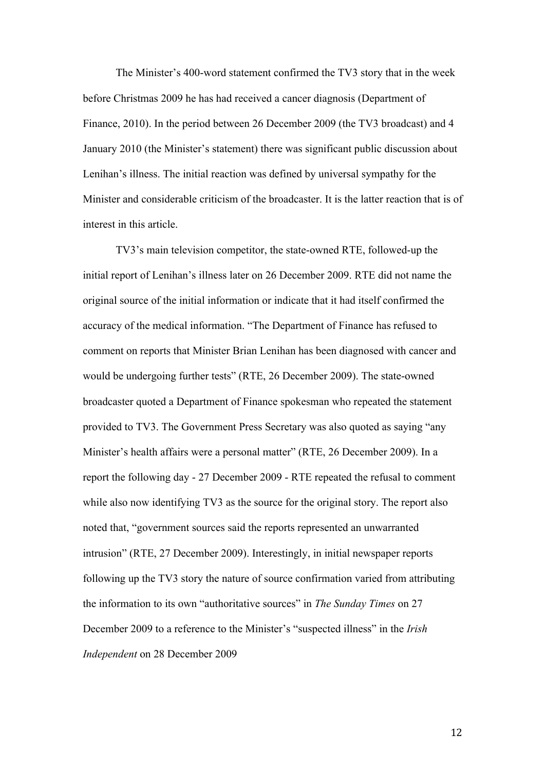The Minister's 400-word statement confirmed the TV3 story that in the week before Christmas 2009 he has had received a cancer diagnosis (Department of Finance, 2010). In the period between 26 December 2009 (the TV3 broadcast) and 4 January 2010 (the Minister's statement) there was significant public discussion about Lenihan's illness. The initial reaction was defined by universal sympathy for the Minister and considerable criticism of the broadcaster. It is the latter reaction that is of interest in this article.

TV3's main television competitor, the state-owned RTE, followed-up the initial report of Lenihan's illness later on 26 December 2009. RTE did not name the original source of the initial information or indicate that it had itself confirmed the accuracy of the medical information. "The Department of Finance has refused to comment on reports that Minister Brian Lenihan has been diagnosed with cancer and would be undergoing further tests" (RTE, 26 December 2009). The state-owned broadcaster quoted a Department of Finance spokesman who repeated the statement provided to TV3. The Government Press Secretary was also quoted as saying "any Minister's health affairs were a personal matter" (RTE, 26 December 2009). In a report the following day - 27 December 2009 - RTE repeated the refusal to comment while also now identifying TV3 as the source for the original story. The report also noted that, "government sources said the reports represented an unwarranted intrusion" (RTE, 27 December 2009). Interestingly, in initial newspaper reports following up the TV3 story the nature of source confirmation varied from attributing the information to its own "authoritative sources" in *The Sunday Times* on 27 December 2009 to a reference to the Minister's "suspected illness" in the *Irish Independent* on 28 December 2009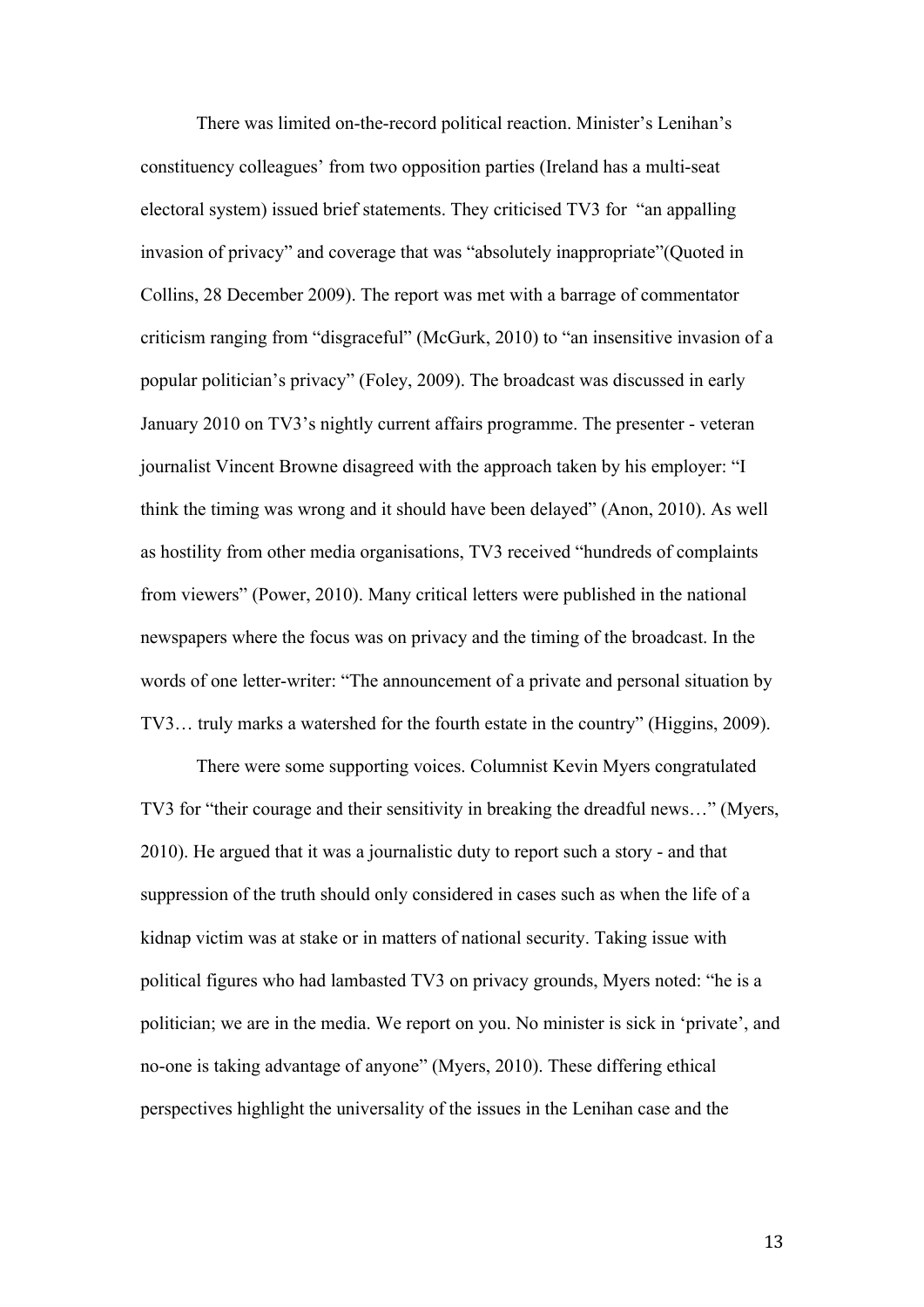There was limited on-the-record political reaction. Minister's Lenihan's constituency colleagues' from two opposition parties (Ireland has a multi-seat electoral system) issued brief statements. They criticised TV3 for "an appalling invasion of privacy" and coverage that was "absolutely inappropriate"(Quoted in Collins, 28 December 2009). The report was met with a barrage of commentator criticism ranging from "disgraceful" (McGurk, 2010) to "an insensitive invasion of a popular politician's privacy" (Foley, 2009). The broadcast was discussed in early January 2010 on TV3's nightly current affairs programme. The presenter - veteran journalist Vincent Browne disagreed with the approach taken by his employer: "I think the timing was wrong and it should have been delayed" (Anon, 2010). As well as hostility from other media organisations, TV3 received "hundreds of complaints from viewers" (Power, 2010). Many critical letters were published in the national newspapers where the focus was on privacy and the timing of the broadcast. In the words of one letter-writer: "The announcement of a private and personal situation by TV3… truly marks a watershed for the fourth estate in the country" (Higgins, 2009).

There were some supporting voices. Columnist Kevin Myers congratulated TV3 for "their courage and their sensitivity in breaking the dreadful news…" (Myers, 2010). He argued that it was a journalistic duty to report such a story - and that suppression of the truth should only considered in cases such as when the life of a kidnap victim was at stake or in matters of national security. Taking issue with political figures who had lambasted TV3 on privacy grounds, Myers noted: "he is a politician; we are in the media. We report on you. No minister is sick in 'private', and no-one is taking advantage of anyone" (Myers, 2010). These differing ethical perspectives highlight the universality of the issues in the Lenihan case and the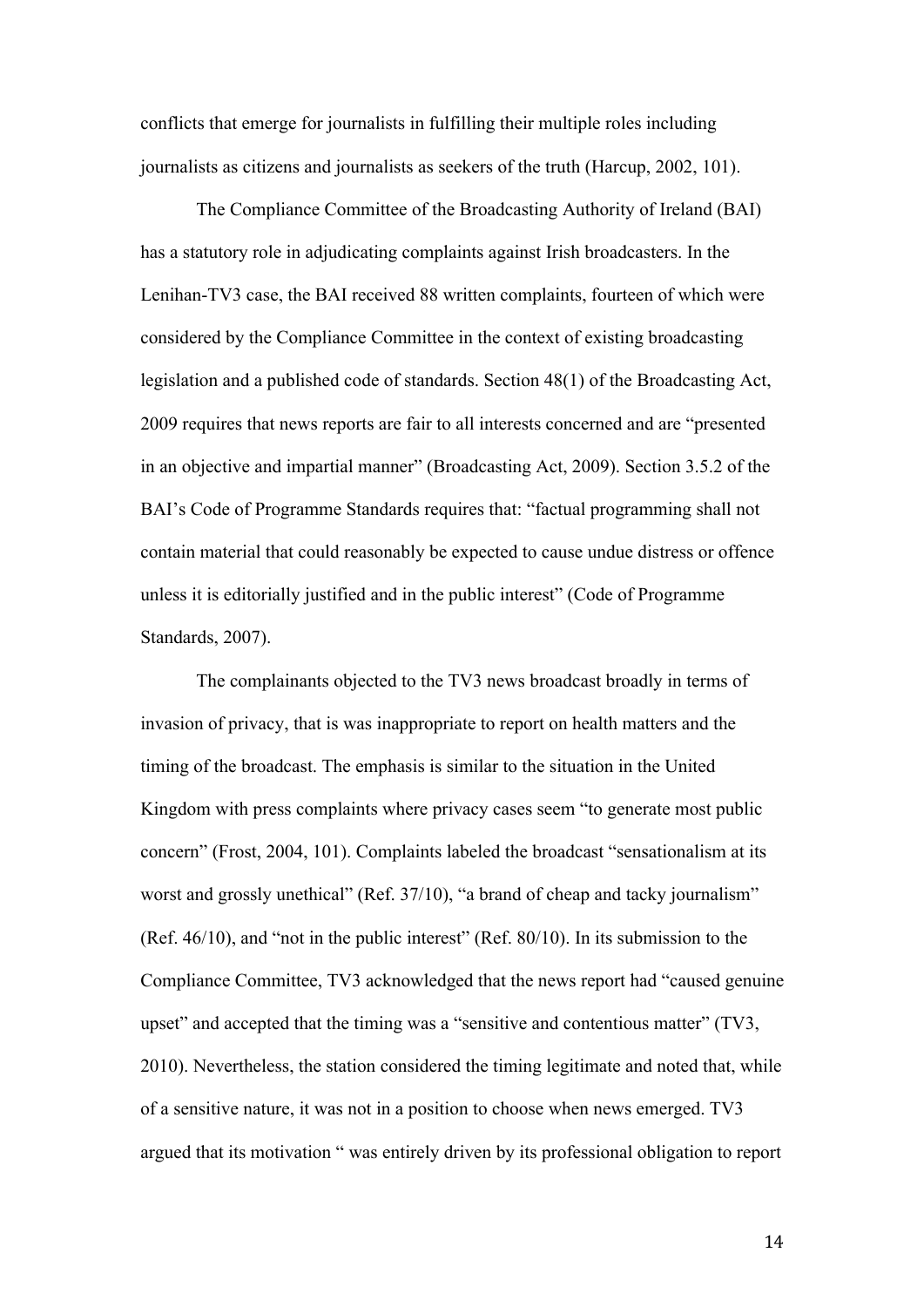conflicts that emerge for journalists in fulfilling their multiple roles including journalists as citizens and journalists as seekers of the truth (Harcup, 2002, 101).

The Compliance Committee of the Broadcasting Authority of Ireland (BAI) has a statutory role in adjudicating complaints against Irish broadcasters. In the Lenihan-TV3 case, the BAI received 88 written complaints, fourteen of which were considered by the Compliance Committee in the context of existing broadcasting legislation and a published code of standards. Section 48(1) of the Broadcasting Act, 2009 requires that news reports are fair to all interests concerned and are "presented in an objective and impartial manner" (Broadcasting Act, 2009). Section 3.5.2 of the BAI's Code of Programme Standards requires that: "factual programming shall not contain material that could reasonably be expected to cause undue distress or offence unless it is editorially justified and in the public interest" (Code of Programme Standards, 2007).

The complainants objected to the TV3 news broadcast broadly in terms of invasion of privacy, that is was inappropriate to report on health matters and the timing of the broadcast. The emphasis is similar to the situation in the United Kingdom with press complaints where privacy cases seem "to generate most public concern" (Frost, 2004, 101). Complaints labeled the broadcast "sensationalism at its worst and grossly unethical" (Ref. 37/10), "a brand of cheap and tacky journalism" (Ref. 46/10), and "not in the public interest" (Ref. 80/10). In its submission to the Compliance Committee, TV3 acknowledged that the news report had "caused genuine upset" and accepted that the timing was a "sensitive and contentious matter" (TV3, 2010). Nevertheless, the station considered the timing legitimate and noted that, while of a sensitive nature, it was not in a position to choose when news emerged. TV3 argued that its motivation " was entirely driven by its professional obligation to report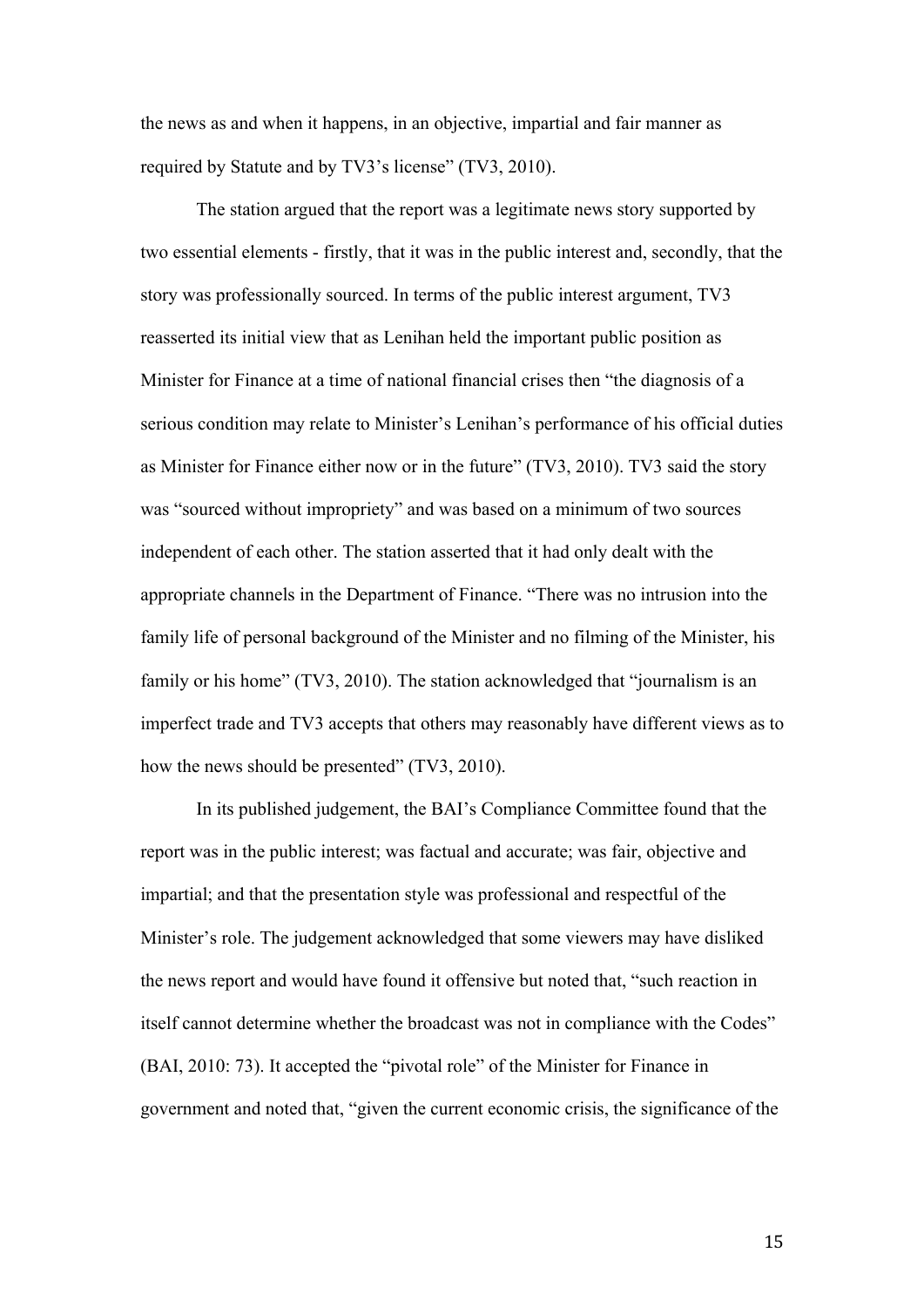the news as and when it happens, in an objective, impartial and fair manner as required by Statute and by TV3's license" (TV3, 2010).

The station argued that the report was a legitimate news story supported by two essential elements - firstly, that it was in the public interest and, secondly, that the story was professionally sourced. In terms of the public interest argument, TV3 reasserted its initial view that as Lenihan held the important public position as Minister for Finance at a time of national financial crises then "the diagnosis of a serious condition may relate to Minister's Lenihan's performance of his official duties as Minister for Finance either now or in the future" (TV3, 2010). TV3 said the story was "sourced without impropriety" and was based on a minimum of two sources independent of each other. The station asserted that it had only dealt with the appropriate channels in the Department of Finance. "There was no intrusion into the family life of personal background of the Minister and no filming of the Minister, his family or his home" (TV3, 2010). The station acknowledged that "journalism is an imperfect trade and TV3 accepts that others may reasonably have different views as to how the news should be presented" (TV3, 2010).

In its published judgement, the BAI's Compliance Committee found that the report was in the public interest; was factual and accurate; was fair, objective and impartial; and that the presentation style was professional and respectful of the Minister's role. The judgement acknowledged that some viewers may have disliked the news report and would have found it offensive but noted that, "such reaction in itself cannot determine whether the broadcast was not in compliance with the Codes" (BAI, 2010: 73). It accepted the "pivotal role" of the Minister for Finance in government and noted that, "given the current economic crisis, the significance of the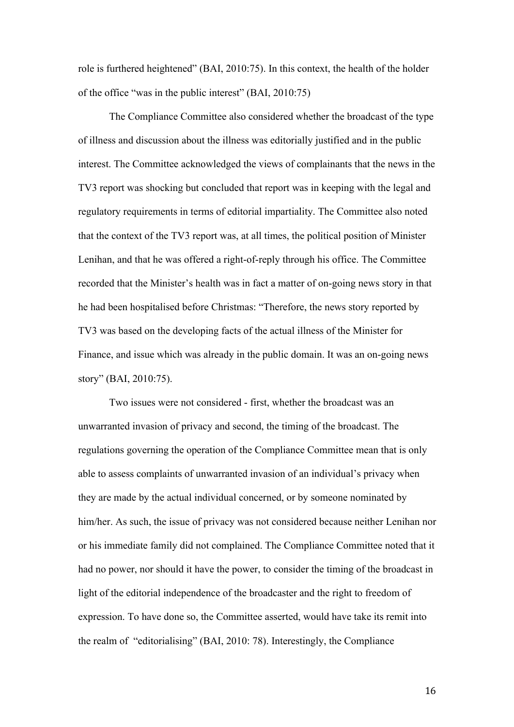role is furthered heightened" (BAI, 2010:75). In this context, the health of the holder of the office "was in the public interest" (BAI, 2010:75)

The Compliance Committee also considered whether the broadcast of the type of illness and discussion about the illness was editorially justified and in the public interest. The Committee acknowledged the views of complainants that the news in the TV3 report was shocking but concluded that report was in keeping with the legal and regulatory requirements in terms of editorial impartiality. The Committee also noted that the context of the TV3 report was, at all times, the political position of Minister Lenihan, and that he was offered a right-of-reply through his office. The Committee recorded that the Minister's health was in fact a matter of on-going news story in that he had been hospitalised before Christmas: "Therefore, the news story reported by TV3 was based on the developing facts of the actual illness of the Minister for Finance, and issue which was already in the public domain. It was an on-going news story" (BAI, 2010:75).

Two issues were not considered - first, whether the broadcast was an unwarranted invasion of privacy and second, the timing of the broadcast. The regulations governing the operation of the Compliance Committee mean that is only able to assess complaints of unwarranted invasion of an individual's privacy when they are made by the actual individual concerned, or by someone nominated by him/her. As such, the issue of privacy was not considered because neither Lenihan nor or his immediate family did not complained. The Compliance Committee noted that it had no power, nor should it have the power, to consider the timing of the broadcast in light of the editorial independence of the broadcaster and the right to freedom of expression. To have done so, the Committee asserted, would have take its remit into the realm of "editorialising" (BAI, 2010: 78). Interestingly, the Compliance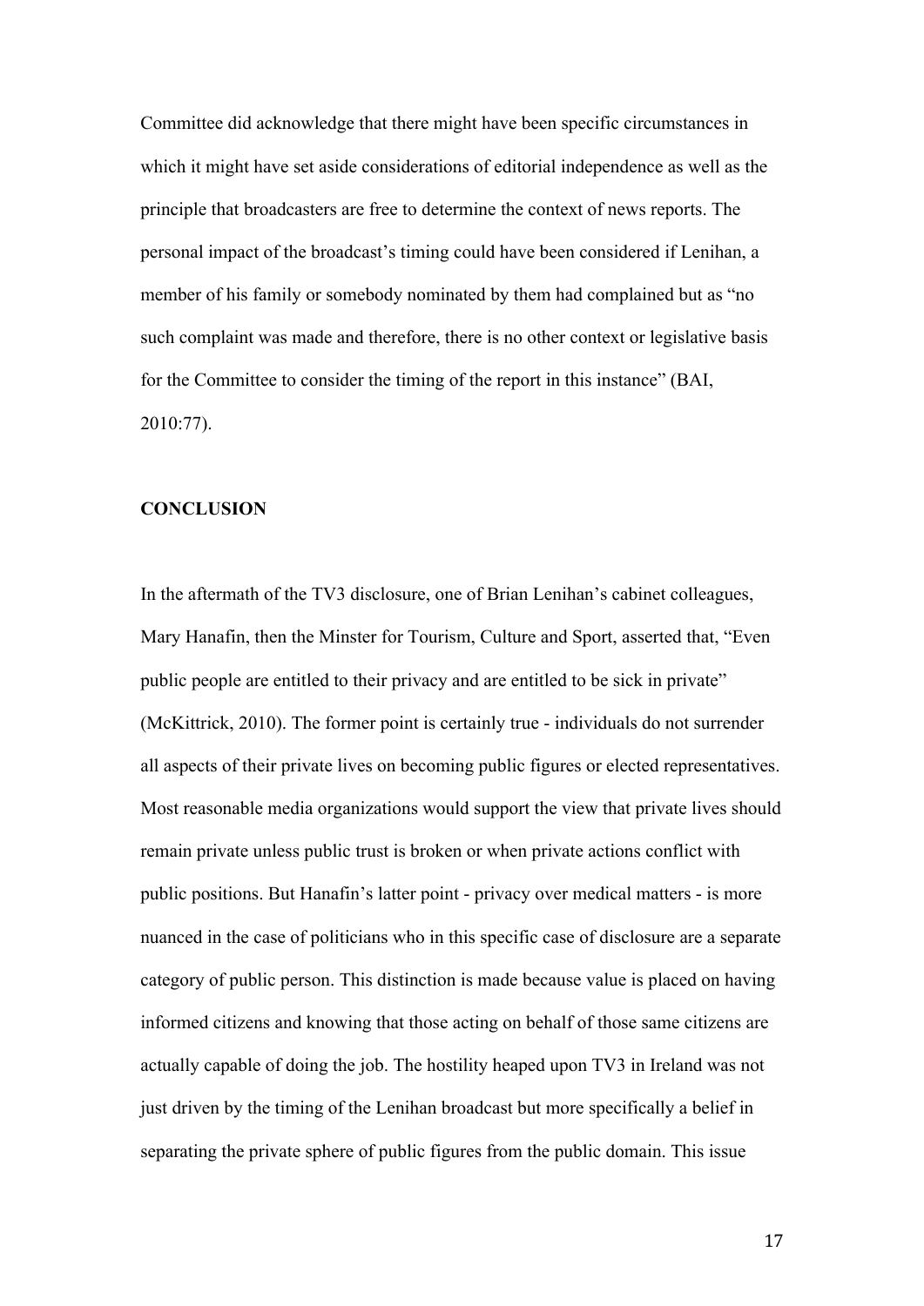Committee did acknowledge that there might have been specific circumstances in which it might have set aside considerations of editorial independence as well as the principle that broadcasters are free to determine the context of news reports. The personal impact of the broadcast's timing could have been considered if Lenihan, a member of his family or somebody nominated by them had complained but as "no such complaint was made and therefore, there is no other context or legislative basis for the Committee to consider the timing of the report in this instance" (BAI, 2010:77).

## CONCLUSION

In the aftermath of the TV3 disclosure, one of Brian Lenihan's cabinet colleagues, Mary Hanafin, then the Minster for Tourism, Culture and Sport, asserted that, "Even public people are entitled to their privacy and are entitled to be sick in private" (McKittrick, 2010). The former point is certainly true - individuals do not surrender all aspects of their private lives on becoming public figures or elected representatives. Most reasonable media organizations would support the view that private lives should remain private unless public trust is broken or when private actions conflict with public positions. But Hanafin's latter point - privacy over medical matters - is more nuanced in the case of politicians who in this specific case of disclosure are a separate category of public person. This distinction is made because value is placed on having informed citizens and knowing that those acting on behalf of those same citizens are actually capable of doing the job. The hostility heaped upon TV3 in Ireland was not just driven by the timing of the Lenihan broadcast but more specifically a belief in separating the private sphere of public figures from the public domain. This issue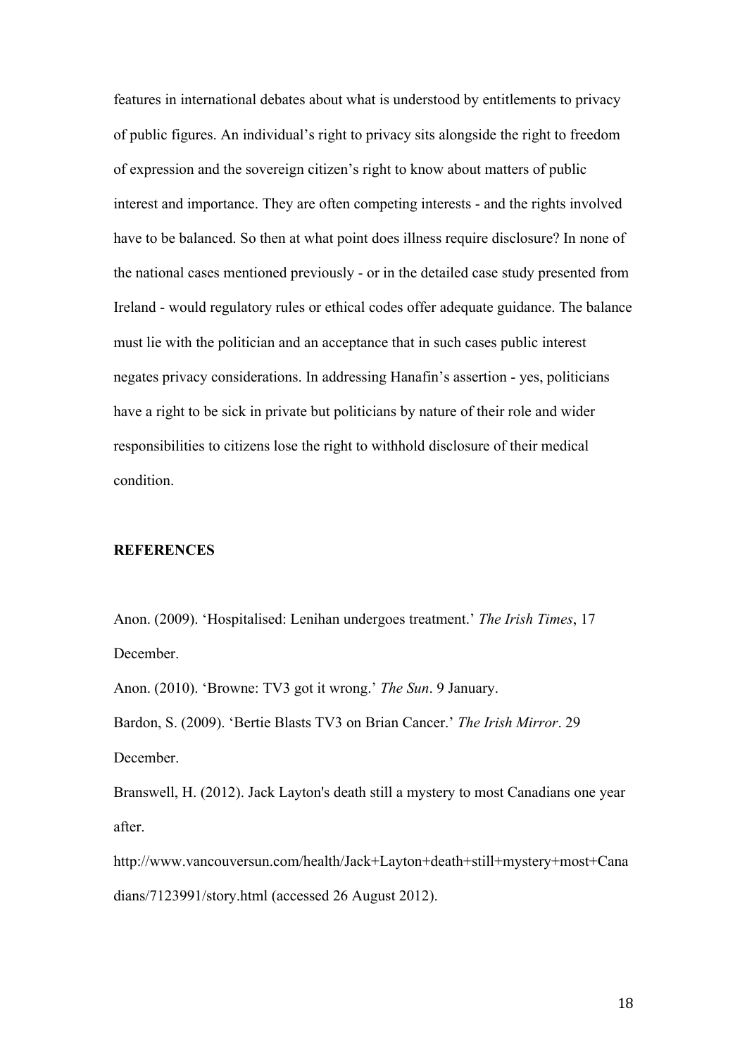features in international debates about what is understood by entitlements to privacy of public figures. An individual's right to privacy sits alongside the right to freedom of expression and the sovereign citizen's right to know about matters of public interest and importance. They are often competing interests - and the rights involved have to be balanced. So then at what point does illness require disclosure? In none of the national cases mentioned previously - or in the detailed case study presented from Ireland - would regulatory rules or ethical codes offer adequate guidance. The balance must lie with the politician and an acceptance that in such cases public interest negates privacy considerations. In addressing Hanafin's assertion - yes, politicians have a right to be sick in private but politicians by nature of their role and wider responsibilities to citizens lose the right to withhold disclosure of their medical condition.

## REFERENCES

Anon. (2009). 'Hospitalised: Lenihan undergoes treatment.' *The Irish Times*, 17 December.

Anon. (2010). 'Browne: TV3 got it wrong.' *The Sun*. 9 January.

Bardon, S. (2009). 'Bertie Blasts TV3 on Brian Cancer.' *The Irish Mirror*. 29 December.

Branswell, H. (2012). Jack Layton's death still a mystery to most Canadians one year after. http://www.vancouversun.com/health/Jack+Layton+death+still+mystery+most+Canadians/7123991/story.html (accessed 26 August 2012).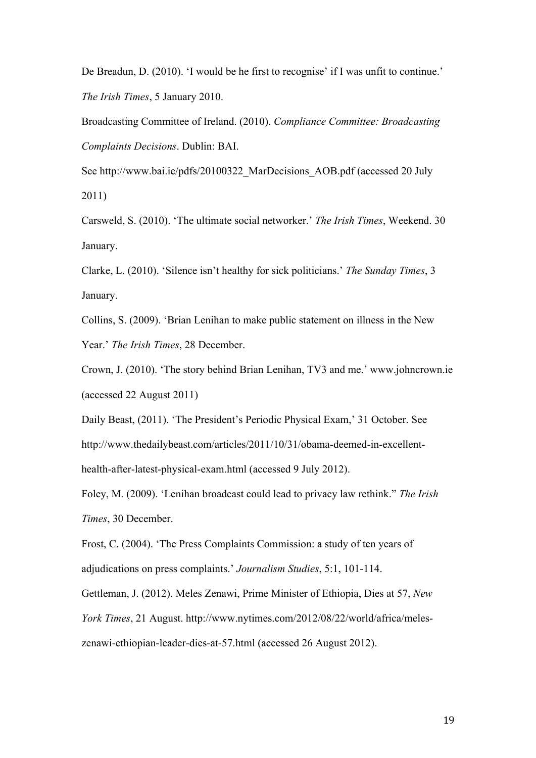De Breadun, D. (2010). 'I would be he first to recognise' if I was unfit to continue.' *The Irish Times*, 5 January 2010.

Broadcasting Committee of Ireland. (2010). *Compliance Committee: Broadcasting Complaints Decisions*. Dublin: BAI.

See http://www.bai.ie/pdfs/20100322_MarDecisions_AOB.pdf (accessed 20 July 2011)

Carsweld, S. (2010). 'The ultimate social networker.' *The Irish Times*, Weekend. 30 January.

Clarke, L. (2010). 'Silence isn't healthy for sick politicians.' *The Sunday Times*, 3 January.

Collins, S. (2009). 'Brian Lenihan to make public statement on illness in the New Year.' *The Irish Times*, 28 December.

Crown, J. (2010). 'The story behind Brian Lenihan, TV3 and me.' www.johncrown.ie (accessed 22 August 2011)

Daily Beast, (2011). 'The President's Periodic Physical Exam,' 31 October. See http://www.thedailybeast.com/articles/2011/10/31/obama-deemed-in-excellent-health-after-latest-physical-exam.html (accessed 9 July 2012).

Foley, M. (2009). 'Lenihan broadcast could lead to privacy law rethink." *The Irish Times*, 30 December.

Frost, C. (2004). 'The Press Complaints Commission: a study of ten years of adjudications on press complaints.' *Journalism Studies*, 5:1, 101-114.

Gettleman, J. (2012). Meles Zenawi, Prime Minister of Ethiopia, Dies at 57, *New York Times*, 21 August. http://www.nytimes.com/2012/08/22/world/africa/meles-zenawi-ethiopian-leader-dies-at-57.html (accessed 26 August 2012).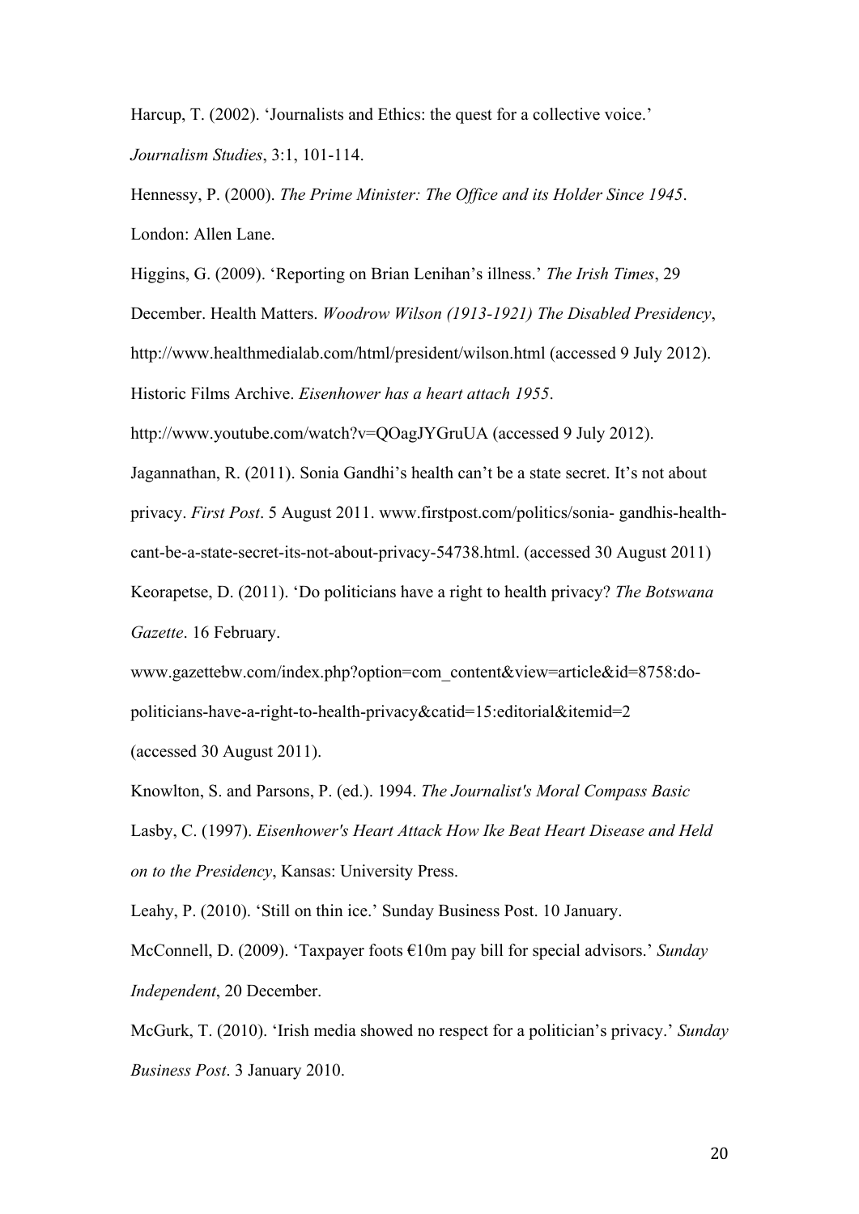Harcup, T. (2002). 'Journalists and Ethics: the quest for a collective voice.' *Journalism Studies*, 3:1, 101-114.

Hennessy, P. (2000). *The Prime Minister: The Office and its Holder Since 1945*. London: Allen Lane.

Higgins, G. (2009). 'Reporting on Brian Lenihan's illness.' *The Irish Times*, 29 December. Health Matters. *Woodrow Wilson (1913-1921) The Disabled Presidency*, http://www.healthmedialab.com/html/president/wilson.html (accessed 9 July 2012).

Historic Films Archive. *Eisenhower has a heart attach 1955*. http://www.youtube.com/watch?v=QOagJYGruUA (accessed 9 July 2012).

Jagannathan, R. (2011). Sonia Gandhi's health can't be a state secret. It's not about privacy. *First Post*. 5 August 2011. www.firstpost.com/politics/sonia- gandhis-health-cant-be-a-state-secret-its-not-about-privacy-54738.html. (accessed 30 August 2011)

Keorapetse, D. (2011). 'Do politicians have a right to health privacy? *The Botswana Gazette*. 16 February. www.gazettebw.com/index.php?option=com_content&view=article&id=8758:do-politicians-have-a-right-to-health-privacy&catid=15:editorial&itemid=2 (accessed 30 August 2011).

Knowlton, S. and Parsons, P. (ed.). 1994. *The Journalist's Moral Compass Basic*

Lasby, C. (1997). *Eisenhower's Heart Attack How Ike Beat Heart Disease and Held on to the Presidency*, Kansas: University Press.

Leahy, P. (2010). 'Still on thin ice.' Sunday Business Post. 10 January.

McConnell, D. (2009). 'Taxpayer foots €10m pay bill for special advisors.' *Sunday Independent*, 20 December.

McGurk, T. (2010). 'Irish media showed no respect for a politician's privacy.' *Sunday Business Post*. 3 January 2010.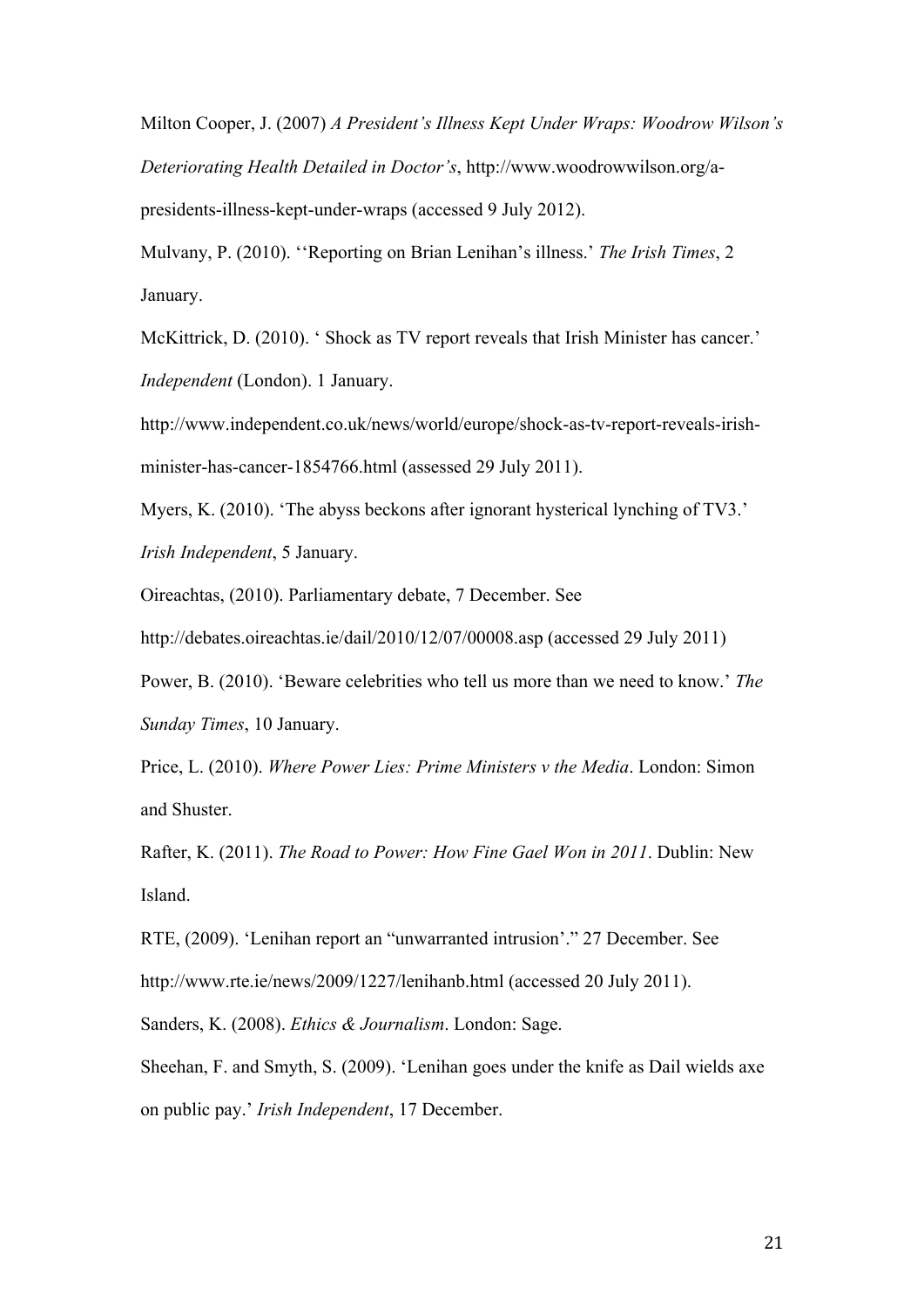Milton Cooper, J. (2007) *A President's Illness Kept Under Wraps: Woodrow Wilson's Deteriorating Health Detailed in Doctor's*, http://www.woodrowwilson.org/a-presidents-illness-kept-under-wraps (accessed 9 July 2012).

Mulvany, P. (2010). ''Reporting on Brian Lenihan's illness.' *The Irish Times*, 2 January.

McKittrick, D. (2010). ' Shock as TV report reveals that Irish Minister has cancer.' *Independent* (London). 1 January.

http://www.independent.co.uk/news/world/europe/shock-as-tv-report-reveals-irish-minister-has-cancer-1854766.html (assessed 29 July 2011).

Myers, K. (2010). 'The abyss beckons after ignorant hysterical lynching of TV3.' *Irish Independent*, 5 January.

Oireachtas, (2010). Parliamentary debate, 7 December. See http://debates.oireachtas.ie/dail/2010/12/07/00008.asp (accessed 29 July 2011)

Power, B. (2010). 'Beware celebrities who tell us more than we need to know.' *The Sunday Times*, 10 January.

Price, L. (2010). *Where Power Lies: Prime Ministers v the Media*. London: Simon and Shuster.

Rafter, K. (2011). *The Road to Power: How Fine Gael Won in 2011*. Dublin: New Island.

RTE, (2009). 'Lenihan report an "unwarranted intrusion'." 27 December. See http://www.rte.ie/news/2009/1227/lenihanb.html (accessed 20 July 2011).

Sanders, K. (2008). *Ethics & Journalism*. London: Sage.

Sheehan, F. and Smyth, S. (2009). 'Lenihan goes under the knife as Dail wields axe on public pay.' *Irish Independent*, 17 December.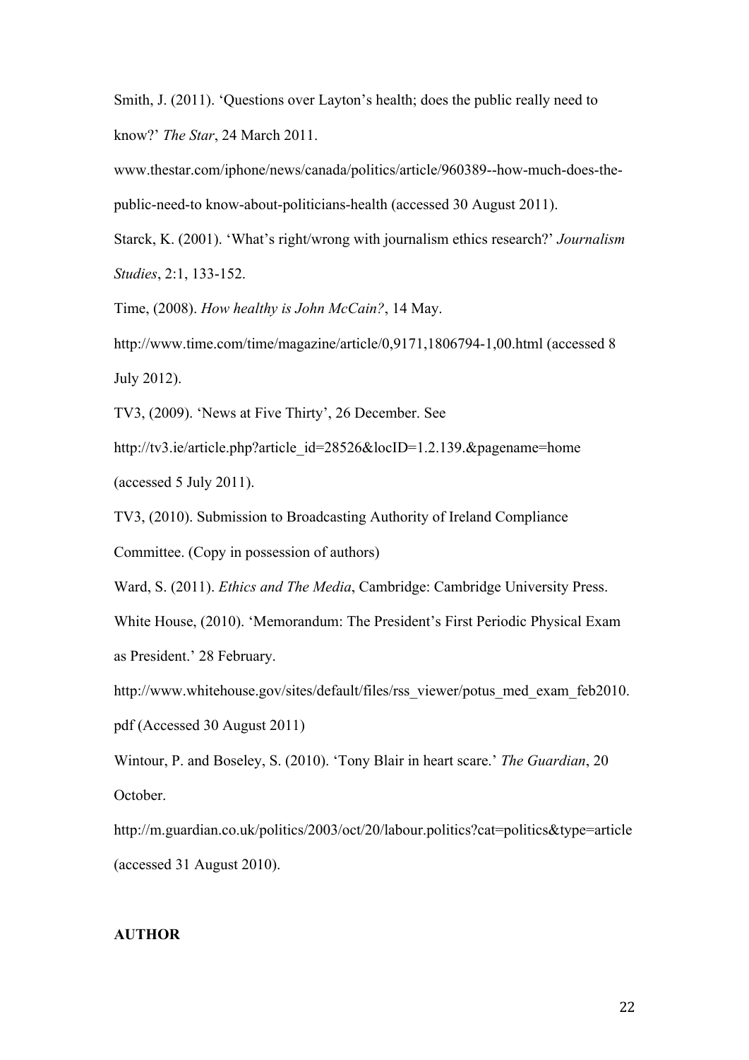Smith, J. (2011). 'Questions over Layton's health; does the public really need to know?' *The Star*, 24 March 2011. www.thestar.com/iphone/news/canada/politics/article/960389--how-much-does-the-public-need-to-know-about-politicians-health (accessed 30 August 2011).

Starck, K. (2001). 'What's right/wrong with journalism ethics research?' *Journalism Studies*, 2:1, 133-152.

Time, (2008). *How healthy is John McCain?*, 14 May. http://www.time.com/time/magazine/article/0,9171,1806794-1,00.html (accessed 8 July 2012).

TV3, (2009). 'News at Five Thirty', 26 December. See http://tv3.ie/article.php?article_id=28526&locID=1.2.139.&pagename=home (accessed 5 July 2011).

TV3, (2010). Submission to Broadcasting Authority of Ireland Compliance Committee. (Copy in possession of authors)

Ward, S. (2011). *Ethics and The Media*, Cambridge: Cambridge University Press.

White House, (2010). 'Memorandum: The President's First Periodic Physical Exam as President.' 28 February. http://www.whitehouse.gov/sites/default/files/rss_viewer/potus_med_exam_feb2010.pdf (Accessed 30 August 2011)

Wintour, P. and Boseley, S. (2010). 'Tony Blair in heart scare.' *The Guardian*, 20 October. http://m.guardian.co.uk/politics/2003/oct/20/labour.politics?cat=politics&type=article (accessed 31 August 2010).

**AUTHOR**